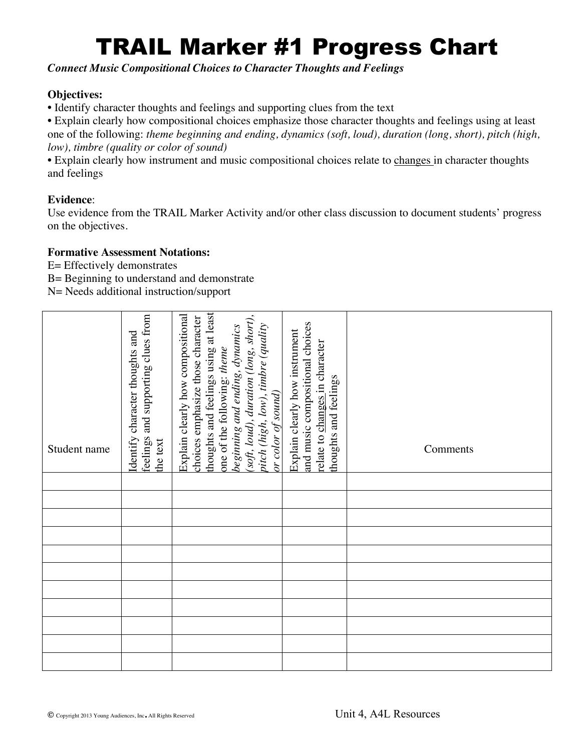# TRAIL Marker #1 Progress Chart

***Connect Music Compositional Choices to Character Thoughts and Feelings***

**Objectives:**

- Identify character thoughts and feelings and supporting clues from the text
- Explain clearly how compositional choices emphasize those character thoughts and feelings using at least one of the following: *theme beginning and ending, dynamics (soft, loud), duration (long, short), pitch (high, low), timbre (quality or color of sound)*
- Explain clearly how instrument and music compositional choices relate to <u>changes</u> in character thoughts and feelings

**Evidence**:

Use evidence from the TRAIL Marker Activity and/or other class discussion to document students' progress on the objectives.

**Formative Assessment Notations:**

E= Effectively demonstrates

B= Beginning to understand and demonstrate

N= Needs additional instruction/support

| Student name | Identify character thoughts and feelings and supporting clues from the text | Explain clearly how compositional choices emphasize those character thoughts and feelings using at least one of the following: *theme beginning and ending, dynamics (soft, loud), duration (long, short), pitch (high, low), timbre (quality or color of sound)* | Explain clearly how instrument and music compositional choices relate to <u>changes</u> in character thoughts and feelings | Comments |
|---|---|---|---|---|
| | | | | |
| | | | | |
| | | | | |
| | | | | |
| | | | | |
| | | | | |
| | | | | |
| | | | | |
| | | | | |
| | | | | |
| | | | | |

© Copyright 2013 Young Audiences, Inc. All Rights Reserved

Unit 4, A4L Resources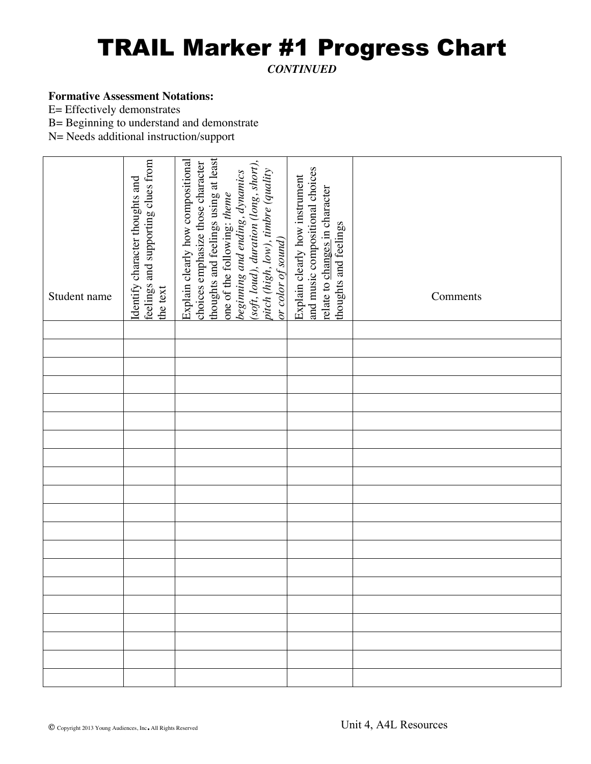# TRAIL Marker #1 Progress Chart

***CONTINUED***

**Formative Assessment Notations:**

E= Effectively demonstrates

B= Beginning to understand and demonstrate

N= Needs additional instruction/support

| Student name | Identify character thoughts and feelings and supporting clues from the text | Explain clearly how compositional choices emphasize those character thoughts and feelings using at least one of the following: *theme beginning and ending*, *dynamics (soft, loud)*, *duration (long, short)*, *pitch (high, low)*, *timbre (quality or color of sound)* | Explain clearly how instrument and music compositional choices relate to changes in character thoughts and feelings | Comments |
|---|---|---|---|---|
| | | | | |
| | | | | |
| | | | | |
| | | | | |
| | | | | |
| | | | | |
| | | | | |
| | | | | |
| | | | | |
| | | | | |
| | | | | |
| | | | | |
| | | | | |
| | | | | |
| | | | | |
| | | | | |
| | | | | |
| | | | | |
| | | | | |
| | | | | |

© Copyright 2013 Young Audiences, Inc. All Rights Reserved

Unit 4, A4L Resources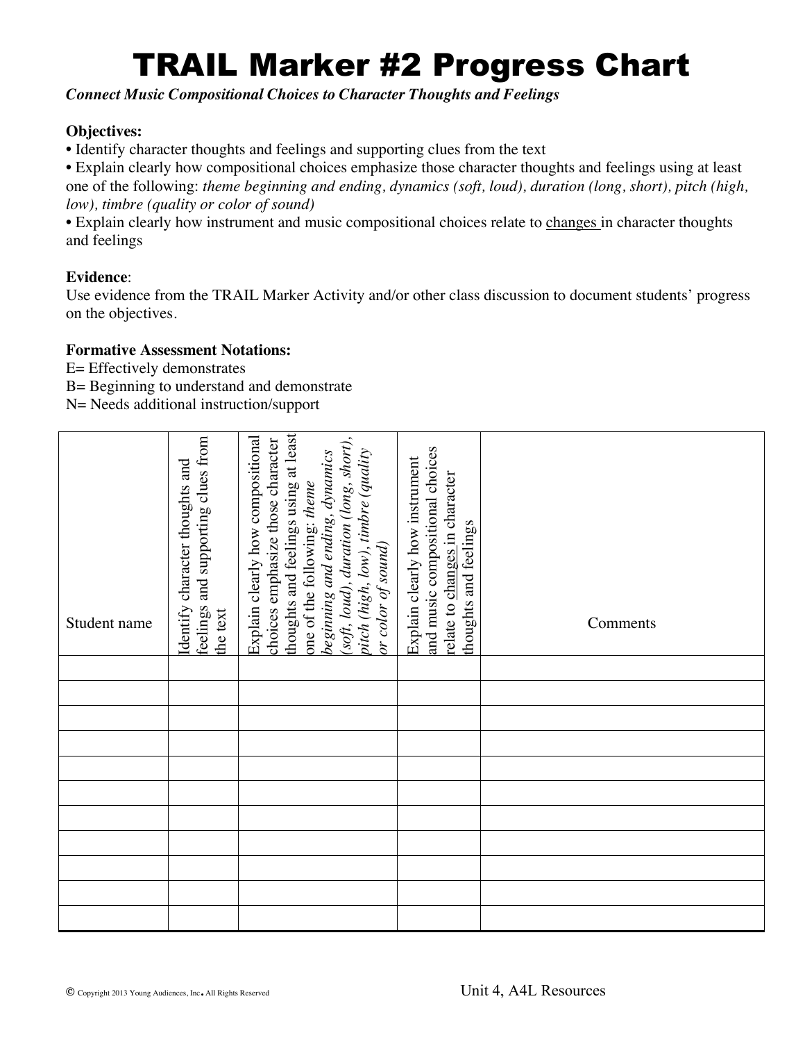# TRAIL Marker #2 Progress Chart

***Connect Music Compositional Choices to Character Thoughts and Feelings***

**Objectives:**

- Identify character thoughts and feelings and supporting clues from the text
- Explain clearly how compositional choices emphasize those character thoughts and feelings using at least one of the following: *theme beginning and ending, dynamics (soft, loud), duration (long, short), pitch (high, low), timbre (quality or color of sound)*
- Explain clearly how instrument and music compositional choices relate to <u>changes</u> in character thoughts and feelings

**Evidence**:
Use evidence from the TRAIL Marker Activity and/or other class discussion to document students' progress on the objectives.

**Formative Assessment Notations:**
E= Effectively demonstrates
B= Beginning to understand and demonstrate
N= Needs additional instruction/support

| Student name | Identify character thoughts and feelings and supporting clues from the text | Explain clearly how compositional choices emphasize those character thoughts and feelings using at least one of the following: *theme beginning and ending, dynamics (soft, loud), duration (long, short), pitch (high, low), timbre (quality or color of sound)* | Explain clearly how instrument and music compositional choices relate to <u>changes</u> in character thoughts and feelings | Comments |
|---|---|---|---|---|
| | | | | |
| | | | | |
| | | | | |
| | | | | |
| | | | | |
| | | | | |
| | | | | |
| | | | | |
| | | | | |
| | | | | |
| | | | | |

© Copyright 2013 Young Audiences, Inc. All Rights Reserved

Unit 4, A4L Resources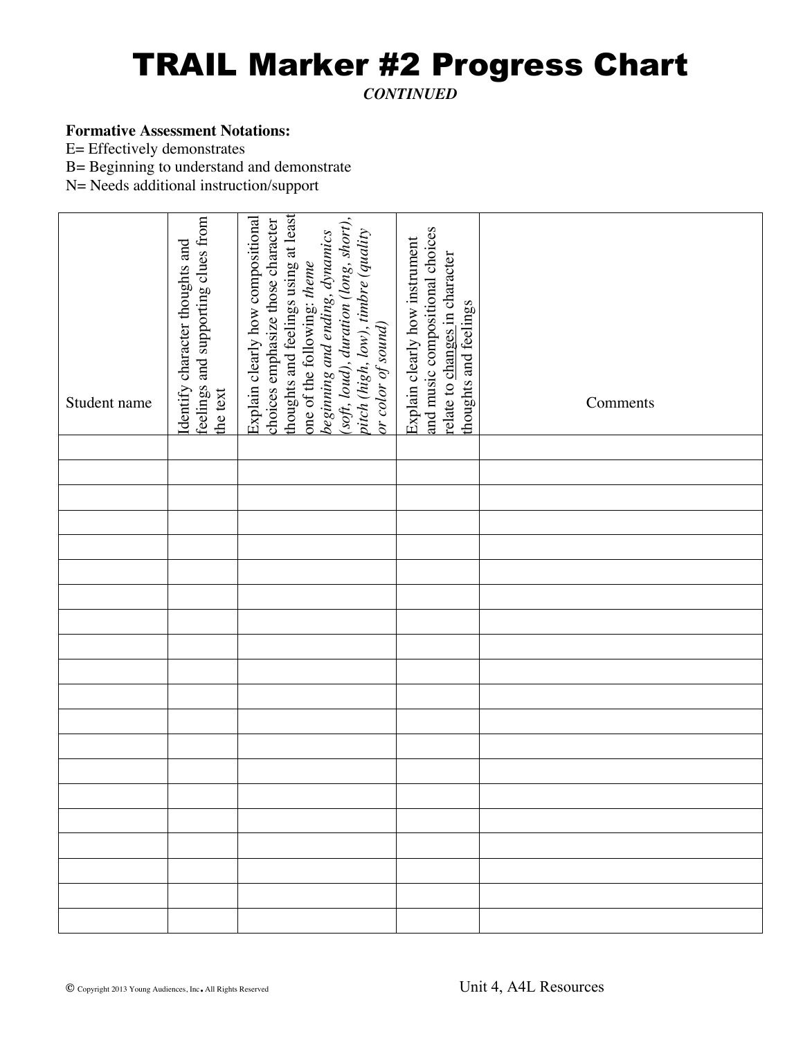# TRAIL Marker #2 Progress Chart

***CONTINUED***

**Formative Assessment Notations:**

E= Effectively demonstrates

B= Beginning to understand and demonstrate

N= Needs additional instruction/support

| Student name | Identify character thoughts and feelings and supporting clues from the text | Explain clearly how compositional choices emphasize those character thoughts and feelings using at least one of the following: *theme beginning and ending, dynamics (soft, loud), duration (long, short), pitch (high, low), timbre (quality or color of sound)* | Explain clearly how instrument and music compositional choices relate to changes in character thoughts and feelings | Comments |
|---|---|---|---|---|
| | | | | |
| | | | | |
| | | | | |
| | | | | |
| | | | | |
| | | | | |
| | | | | |
| | | | | |
| | | | | |
| | | | | |
| | | | | |
| | | | | |
| | | | | |
| | | | | |
| | | | | |
| | | | | |
| | | | | |
| | | | | |
| | | | | |
| | | | | |

Unit 4, A4L Resources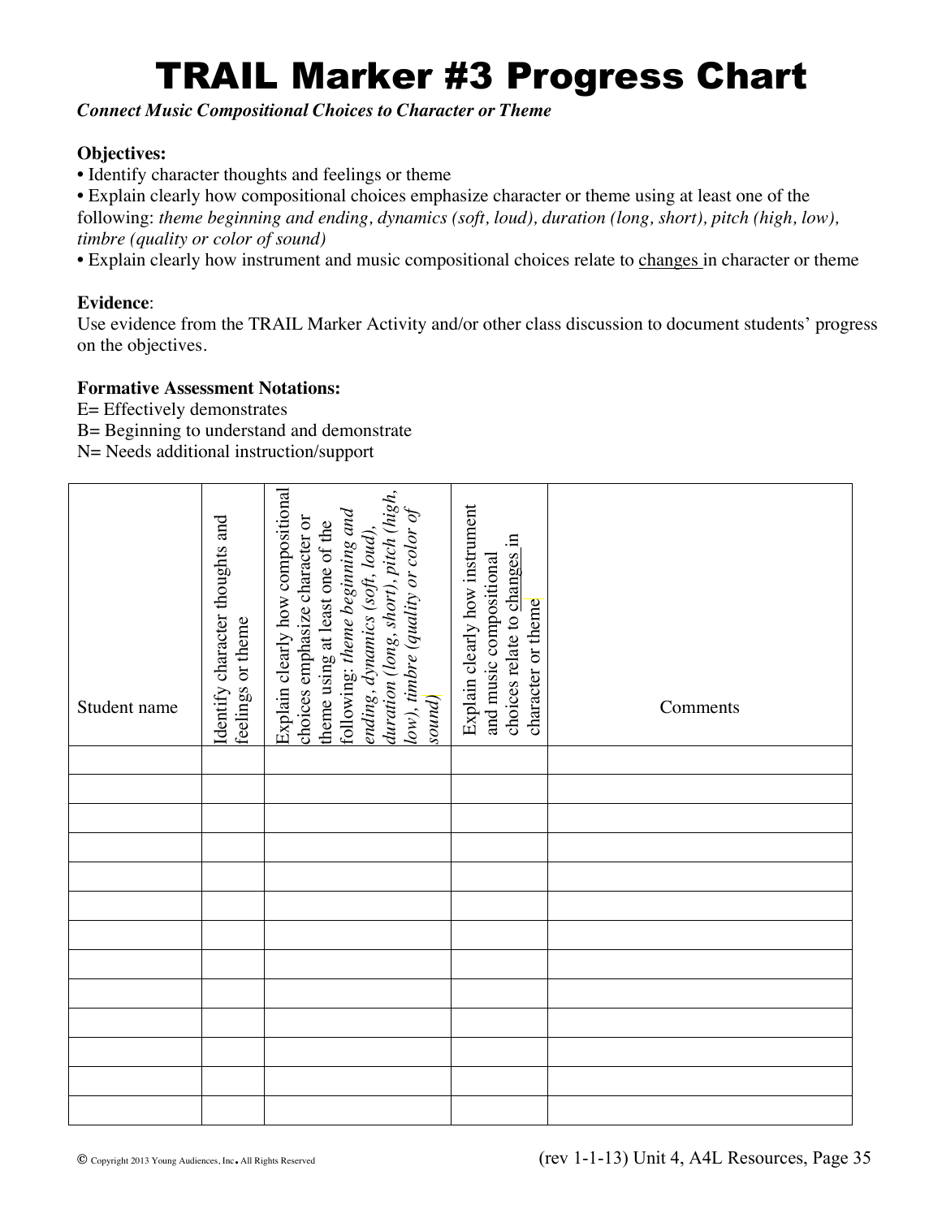# TRAIL Marker #3 Progress Chart

***Connect Music Compositional Choices to Character or Theme***

**Objectives:**

- Identify character thoughts and feelings or theme
- Explain clearly how compositional choices emphasize character or theme using at least one of the following: *theme beginning and ending, dynamics (soft, loud), duration (long, short), pitch (high, low), timbre (quality or color of sound)*
- Explain clearly how instrument and music compositional choices relate to changes in character or theme

**Evidence**:

Use evidence from the TRAIL Marker Activity and/or other class discussion to document students' progress on the objectives.

**Formative Assessment Notations:**

E= Effectively demonstrates
B= Beginning to understand and demonstrate
N= Needs additional instruction/support

| Student name | Identify character thoughts and feelings or theme | Explain clearly how compositional choices emphasize character or theme using at least one of the following: *theme beginning and ending, dynamics (soft, loud), duration (long, short), pitch (high, low), timbre (quality or color of sound)* | Explain clearly how instrument and music compositional choices relate to changes in character or theme | Comments |
| --- | --- | --- | --- | --- |
| | | | | |
| | | | | |
| | | | | |
| | | | | |
| | | | | |
| | | | | |
| | | | | |
| | | | | |
| | | | | |
| | | | | |
| | | | | |
| | | | | |
| | | | | |

© Copyright 2013 Young Audiences, Inc. All Rights Reserved

(rev 1-1-13) Unit 4, A4L Resources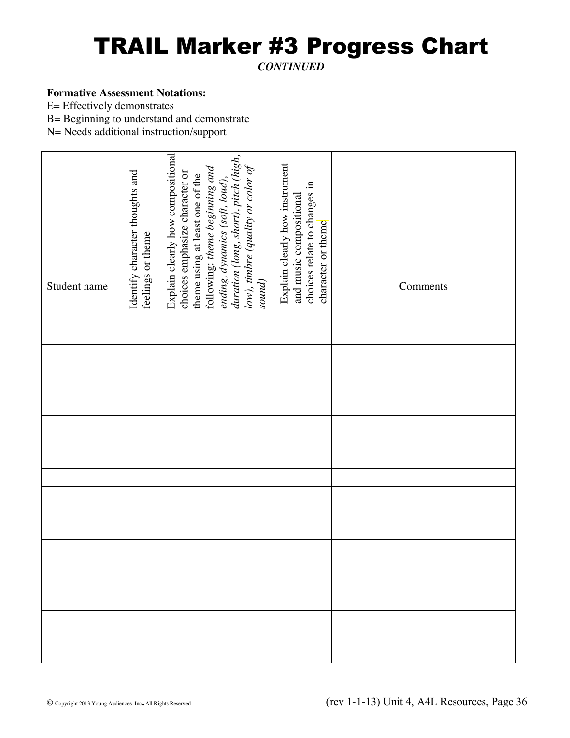# TRAIL Marker #3 Progress Chart

***CONTINUED***

**Formative Assessment Notations:**

E= Effectively demonstrates

B= Beginning to understand and demonstrate

N= Needs additional instruction/support

| Student name | Identify character thoughts and feelings or theme | Explain clearly how compositional choices emphasize character or theme using at least one of the following: *theme beginning and ending, dynamics (soft, loud), duration (long, short), pitch (high, low), timbre (quality or color of sound)* | Explain clearly how instrument and music compositional choices relate to changes in character or theme | Comments |
|---|---|---|---|---|
| | | | | |
| | | | | |
| | | | | |
| | | | | |
| | | | | |
| | | | | |
| | | | | |
| | | | | |
| | | | | |
| | | | | |
| | | | | |
| | | | | |
| | | | | |
| | | | | |
| | | | | |
| | | | | |
| | | | | |
| | | | | |
| | | | | |
| | | | | |

© Copyright 2013 Young Audiences, Inc. All Rights Reserved

(rev 1-1-13) Unit 4, A4L Resources, Page 36